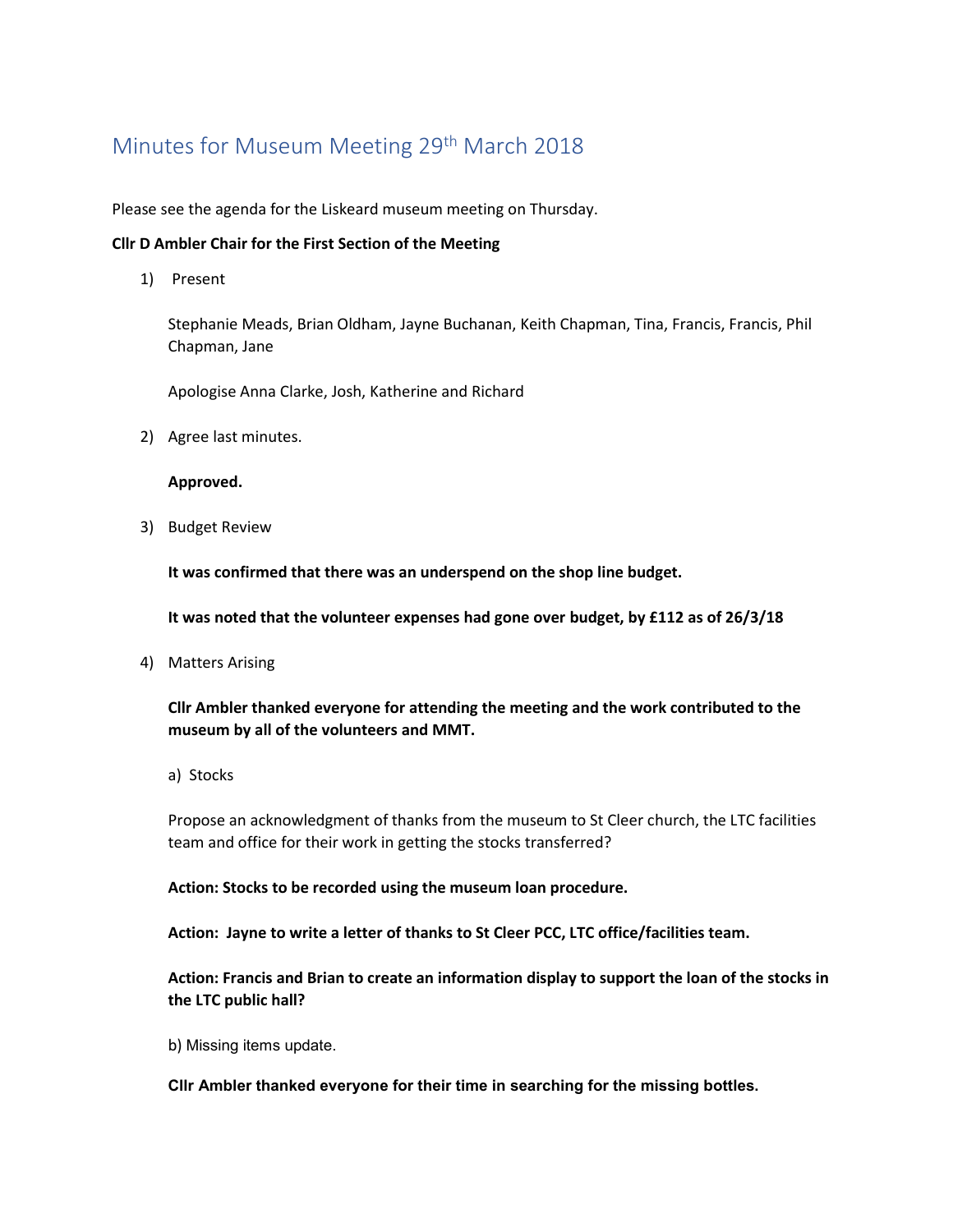# Minutes for Museum Meeting 29th March 2018

Please see the agenda for the Liskeard museum meeting on Thursday.

**Cllr D Ambler Chair for the First Section of the Meeting**

1) Present

   Stephanie Meads, Brian Oldham, Jayne Buchanan, Keith Chapman, Tina, Francis, Francis, Phil Chapman, Jane

   Apologise Anna Clarke, Josh, Katherine and Richard

2) Agree last minutes.

   **Approved.**

3) Budget Review

   **It was confirmed that there was an underspend on the shop line budget.**

   **It was noted that the volunteer expenses had gone over budget, by £112 as of 26/3/18**

4) Matters Arising

   **Cllr Ambler thanked everyone for attending the meeting and the work contributed to the museum by all of the volunteers and MMT.**

   a) Stocks

   Propose an acknowledgment of thanks from the museum to St Cleer church, the LTC facilities team and office for their work in getting the stocks transferred?

   **Action: Stocks to be recorded using the museum loan procedure.**

   **Action: Jayne to write a letter of thanks to St Cleer PCC, LTC office/facilities team.**

   **Action: Francis and Brian to create an information display to support the loan of the stocks in the LTC public hall?**

   b) Missing items update.

   **Cllr Ambler thanked everyone for their time in searching for the missing bottles.**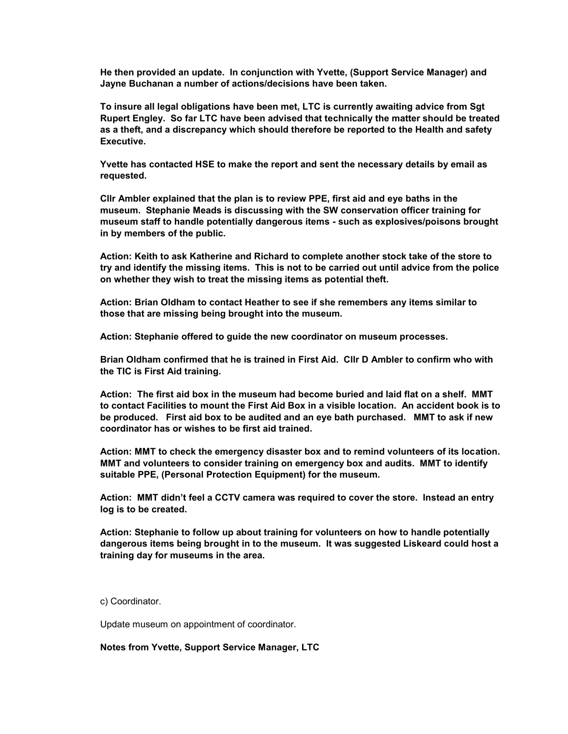**He then provided an update. In conjunction with Yvette, (Support Service Manager) and Jayne Buchanan a number of actions/decisions have been taken.**

**To insure all legal obligations have been met, LTC is currently awaiting advice from Sgt Rupert Engley. So far LTC have been advised that technically the matter should be treated as a theft, and a discrepancy which should therefore be reported to the Health and safety Executive.**

**Yvette has contacted HSE to make the report and sent the necessary details by email as requested.**

**Cllr Ambler explained that the plan is to review PPE, first aid and eye baths in the museum. Stephanie Meads is discussing with the SW conservation officer training for museum staff to handle potentially dangerous items - such as explosives/poisons brought in by members of the public.**

**Action: Keith to ask Katherine and Richard to complete another stock take of the store to try and identify the missing items. This is not to be carried out until advice from the police on whether they wish to treat the missing items as potential theft.**

**Action: Brian Oldham to contact Heather to see if she remembers any items similar to those that are missing being brought into the museum.**

**Action: Stephanie offered to guide the new coordinator on museum processes.**

**Brian Oldham confirmed that he is trained in First Aid. Cllr D Ambler to confirm who with the TIC is First Aid training.**

**Action: The first aid box in the museum had become buried and laid flat on a shelf. MMT to contact Facilities to mount the First Aid Box in a visible location. An accident book is to be produced. First aid box to be audited and an eye bath purchased. MMT to ask if new coordinator has or wishes to be first aid trained.**

**Action: MMT to check the emergency disaster box and to remind volunteers of its location. MMT and volunteers to consider training on emergency box and audits. MMT to identify suitable PPE, (Personal Protection Equipment) for the museum.**

**Action: MMT didn't feel a CCTV camera was required to cover the store. Instead an entry log is to be created.**

**Action: Stephanie to follow up about training for volunteers on how to handle potentially dangerous items being brought in to the museum. It was suggested Liskeard could host a training day for museums in the area.**

c) Coordinator.

Update museum on appointment of coordinator.

**Notes from Yvette, Support Service Manager, LTC**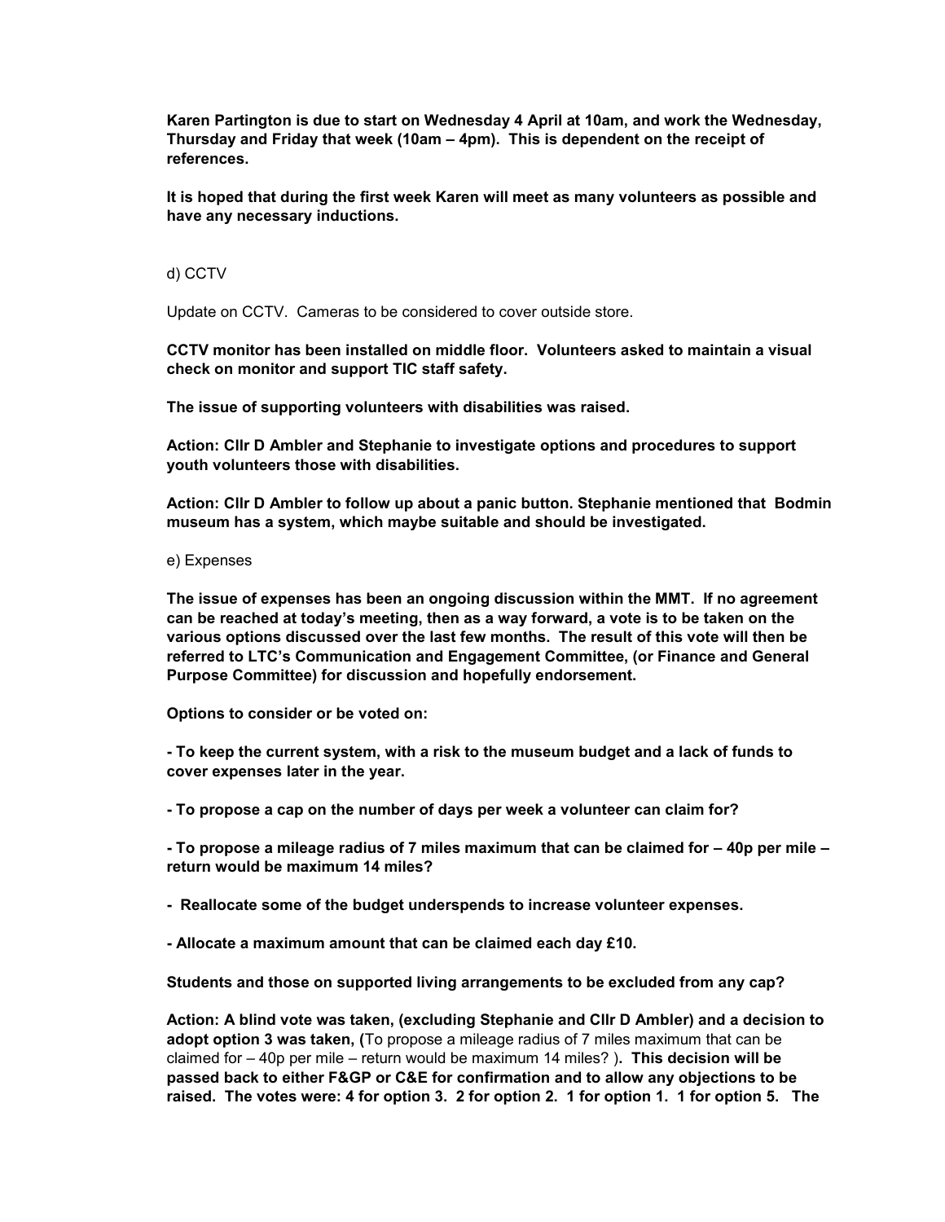**Karen Partington is due to start on Wednesday 4 April at 10am, and work the Wednesday, Thursday and Friday that week (10am – 4pm). This is dependent on the receipt of references.**

**It is hoped that during the first week Karen will meet as many volunteers as possible and have any necessary inductions.**

d) CCTV

Update on CCTV. Cameras to be considered to cover outside store.

**CCTV monitor has been installed on middle floor. Volunteers asked to maintain a visual check on monitor and support TIC staff safety.**

**The issue of supporting volunteers with disabilities was raised.**

**Action: Cllr D Ambler and Stephanie to investigate options and procedures to support youth volunteers those with disabilities.**

**Action: Cllr D Ambler to follow up about a panic button. Stephanie mentioned that Bodmin museum has a system, which maybe suitable and should be investigated.**

e) Expenses

**The issue of expenses has been an ongoing discussion within the MMT. If no agreement can be reached at today's meeting, then as a way forward, a vote is to be taken on the various options discussed over the last few months. The result of this vote will then be referred to LTC's Communication and Engagement Committee, (or Finance and General Purpose Committee) for discussion and hopefully endorsement.**

**Options to consider or be voted on:**

**- To keep the current system, with a risk to the museum budget and a lack of funds to cover expenses later in the year.**

**- To propose a cap on the number of days per week a volunteer can claim for?**

**- To propose a mileage radius of 7 miles maximum that can be claimed for – 40p per mile – return would be maximum 14 miles?**

**- Reallocate some of the budget underspends to increase volunteer expenses.**

**- Allocate a maximum amount that can be claimed each day £10.**

**Students and those on supported living arrangements to be excluded from any cap?**

**Action: A blind vote was taken, (excluding Stephanie and Cllr D Ambler) and a decision to adopt option 3 was taken, (**To propose a mileage radius of 7 miles maximum that can be claimed for – 40p per mile – return would be maximum 14 miles? **). This decision will be passed back to either F&GP or C&E for confirmation and to allow any objections to be raised. The votes were: 4 for option 3. 2 for option 2. 1 for option 1. 1 for option 5. The**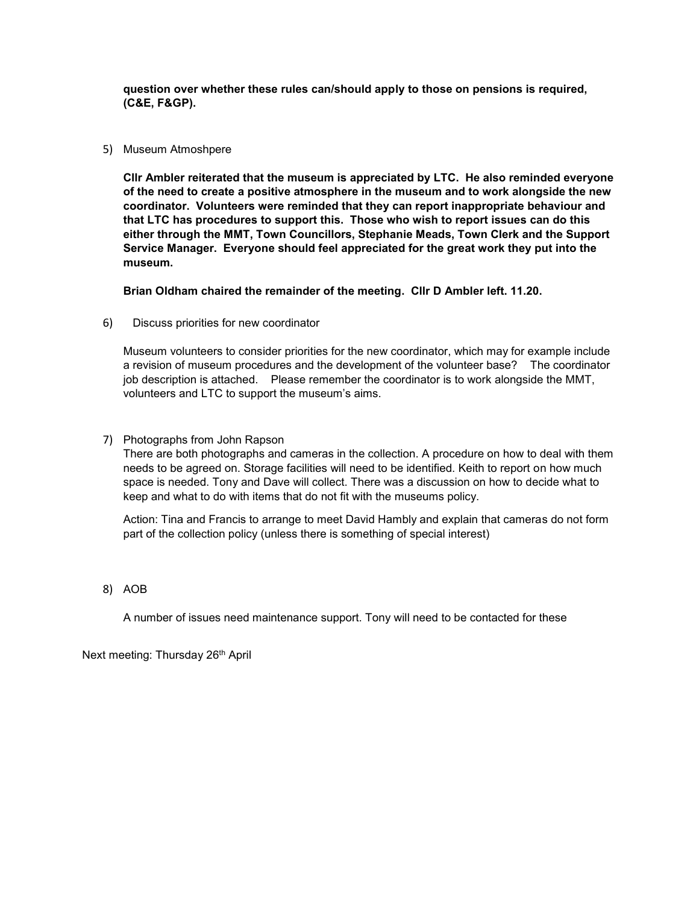**question over whether these rules can/should apply to those on pensions is required, (C&E, F&GP).**

5) Museum Atmoshpere

**Cllr Ambler reiterated that the museum is appreciated by LTC. He also reminded everyone of the need to create a positive atmosphere in the museum and to work alongside the new coordinator. Volunteers were reminded that they can report inappropriate behaviour and that LTC has procedures to support this. Those who wish to report issues can do this either through the MMT, Town Councillors, Stephanie Meads, Town Clerk and the Support Service Manager. Everyone should feel appreciated for the great work they put into the museum.**

**Brian Oldham chaired the remainder of the meeting. Cllr D Ambler left. 11.20.**

6) Discuss priorities for new coordinator

Museum volunteers to consider priorities for the new coordinator, which may for example include a revision of museum procedures and the development of the volunteer base? The coordinator job description is attached. Please remember the coordinator is to work alongside the MMT, volunteers and LTC to support the museum's aims.

7) Photographs from John Rapson

There are both photographs and cameras in the collection. A procedure on how to deal with them needs to be agreed on. Storage facilities will need to be identified. Keith to report on how much space is needed. Tony and Dave will collect. There was a discussion on how to decide what to keep and what to do with items that do not fit with the museums policy.

Action: Tina and Francis to arrange to meet David Hambly and explain that cameras do not form part of the collection policy (unless there is something of special interest)

8) AOB

A number of issues need maintenance support. Tony will need to be contacted for these

Next meeting: Thursday 26th April